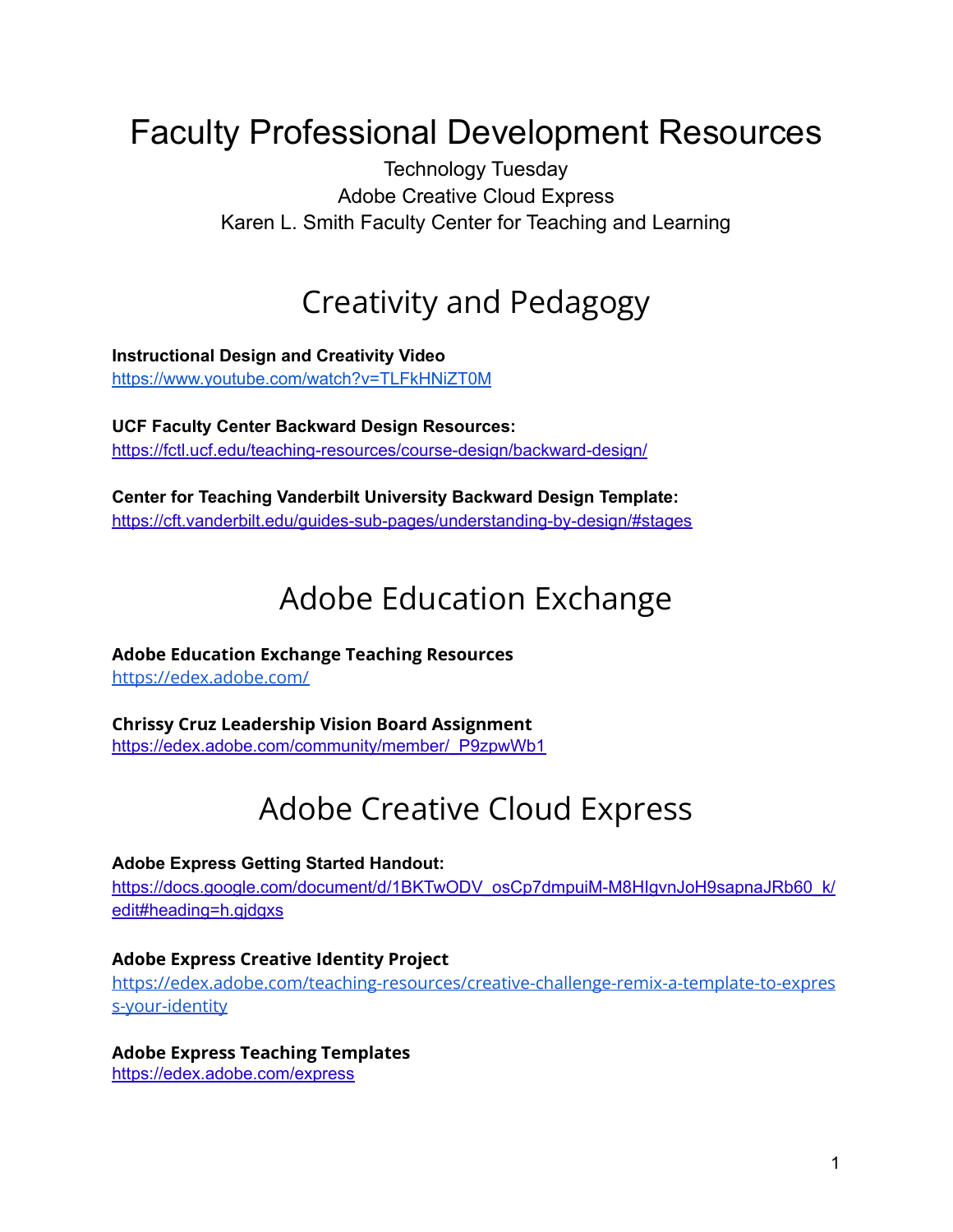# Faculty Professional Development Resources

Technology Tuesday
Adobe Creative Cloud Express
Karen L. Smith Faculty Center for Teaching and Learning

## Creativity and Pedagogy

**Instructional Design and Creativity Video**
https://www.youtube.com/watch?v=TLFkHNiZT0M

**UCF Faculty Center Backward Design Resources:**
https://fctl.ucf.edu/teaching-resources/course-design/backward-design/

**Center for Teaching Vanderbilt University Backward Design Template:**
https://cft.vanderbilt.edu/guides-sub-pages/understanding-by-design/#stages

## Adobe Education Exchange

**Adobe Education Exchange Teaching Resources**
https://edex.adobe.com/

**Chrissy Cruz Leadership Vision Board Assignment**
https://edex.adobe.com/community/member/_P9zpwWb1

## Adobe Creative Cloud Express

**Adobe Express Getting Started Handout:**
https://docs.google.com/document/d/1BKTwODV_osCp7dmpuiM-M8HIgvnJoH9sapnaJRb60_k/edit#heading=h.gjdgxs

**Adobe Express Creative Identity Project**
https://edex.adobe.com/teaching-resources/creative-challenge-remix-a-template-to-express-your-identity

**Adobe Express Teaching Templates**
https://edex.adobe.com/express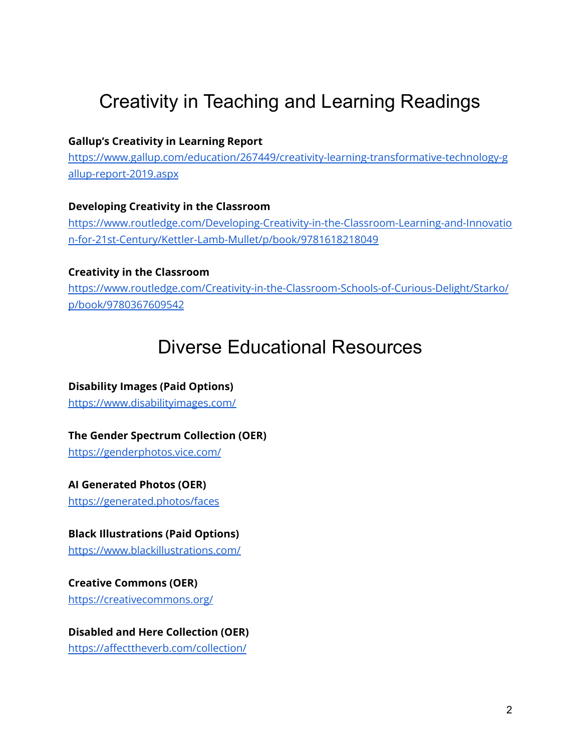# Creativity in Teaching and Learning Readings

**Gallup's Creativity in Learning Report**
https://www.gallup.com/education/267449/creativity-learning-transformative-technology-gallup-report-2019.aspx

**Developing Creativity in the Classroom**
https://www.routledge.com/Developing-Creativity-in-the-Classroom-Learning-and-Innovation-for-21st-Century/Kettler-Lamb-Mullet/p/book/9781618218049

**Creativity in the Classroom**
https://www.routledge.com/Creativity-in-the-Classroom-Schools-of-Curious-Delight/Starko/p/book/9780367609542

# Diverse Educational Resources

**Disability Images (Paid Options)**
https://www.disabilityimages.com/

**The Gender Spectrum Collection (OER)**
https://genderphotos.vice.com/

**AI Generated Photos (OER)**
https://generated.photos/faces

**Black Illustrations (Paid Options)**
https://www.blackillustrations.com/

**Creative Commons (OER)**
https://creativecommons.org/

**Disabled and Here Collection (OER)**
https://affecttheverb.com/collection/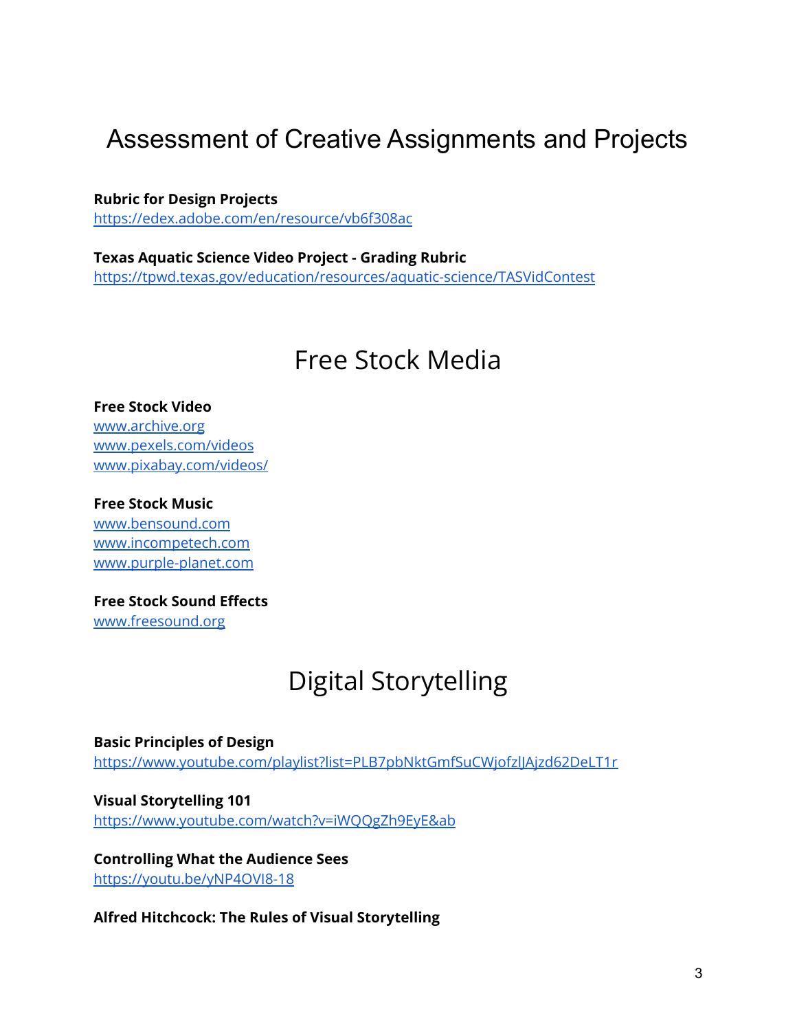# Assessment of Creative Assignments and Projects

**Rubric for Design Projects**
[https://edex.adobe.com/en/resource/vb6f308ac](https://edex.adobe.com/en/resource/vb6f308ac)

**Texas Aquatic Science Video Project - Grading Rubric**
[https://tpwd.texas.gov/education/resources/aquatic-science/TASVidContest](https://tpwd.texas.gov/education/resources/aquatic-science/TASVidContest)

# Free Stock Media

**Free Stock Video**
[www.archive.org](http://www.archive.org)
[www.pexels.com/videos](http://www.pexels.com/videos)
[www.pixabay.com/videos/](http://www.pixabay.com/videos/)

**Free Stock Music**
[www.bensound.com](http://www.bensound.com)
[www.incompetech.com](http://www.incompetech.com)
[www.purple-planet.com](http://www.purple-planet.com)

**Free Stock Sound Effects**
[www.freesound.org](http://www.freesound.org)

# Digital Storytelling

**Basic Principles of Design**
[https://www.youtube.com/playlist?list=PLB7pbNktGmfSuCWjofzlJAjzd62DeLT1r](https://www.youtube.com/playlist?list=PLB7pbNktGmfSuCWjofzlJAjzd62DeLT1r)

**Visual Storytelling 101**
[https://www.youtube.com/watch?v=iWQQgZh9EyE&ab](https://www.youtube.com/watch?v=iWQQgZh9EyE&ab)

**Controlling What the Audience Sees**
[https://youtu.be/yNP4OVI8-18](https://youtu.be/yNP4OVI8-18)

**Alfred Hitchcock: The Rules of Visual Storytelling**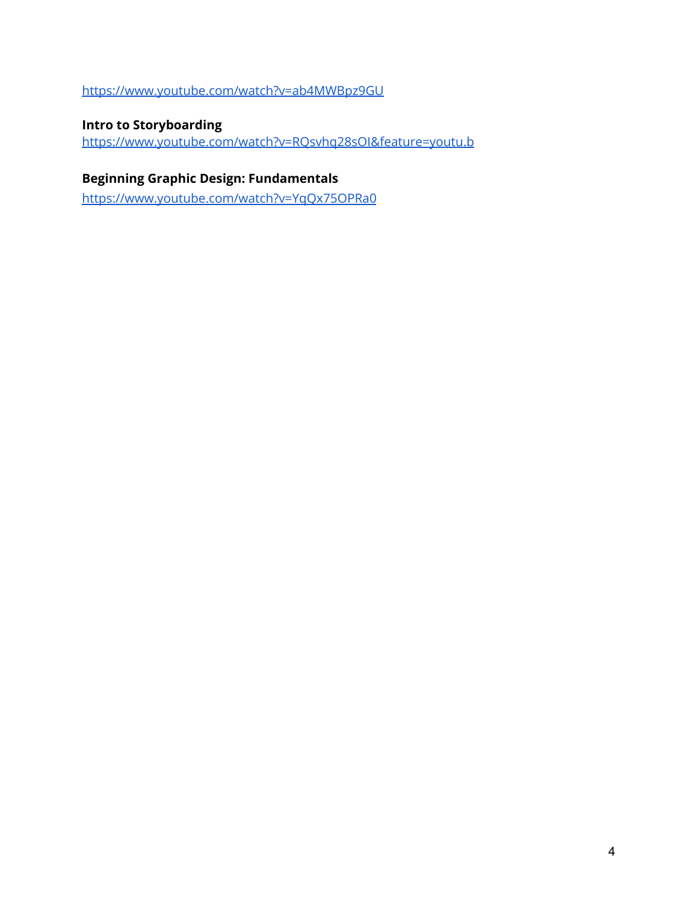https://www.youtube.com/watch?v=ab4MWBpz9GU

**Intro to Storyboarding**
https://www.youtube.com/watch?v=RQsvhq28sOI&feature=youtu.b

**Beginning Graphic Design: Fundamentals**
https://www.youtube.com/watch?v=YqQx75OPRa0